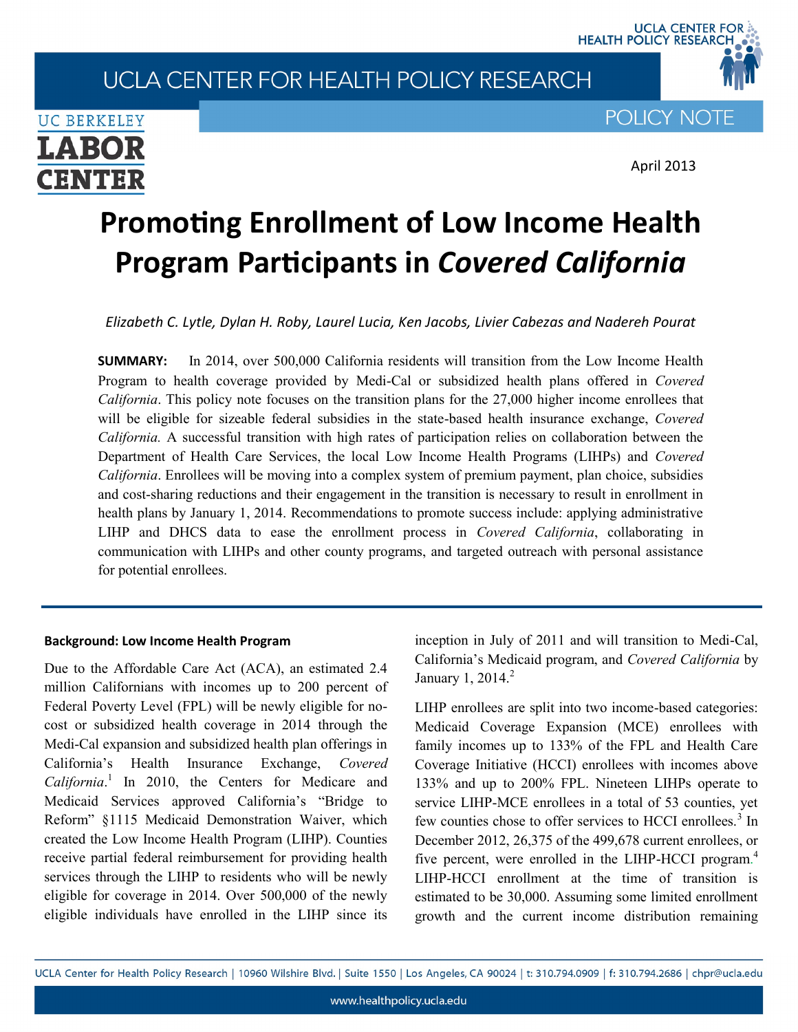UCLA CENTER FOR HEALTH POLICY RESEARCH

UC BERKELEY LABOR CENTER

POLICY NOTE

April 2013

# Promoting Enrollment of Low Income Health Program Participants in *Covered California*

*Elizabeth C. Lytle, Dylan H. Roby, Laurel Lucia, Ken Jacobs, Livier Cabezas and Nadereh Pourat*

**SUMMARY:** In 2014, over 500,000 California residents will transition from the Low Income Health Program to health coverage provided by Medi-Cal or subsidized health plans offered in *Covered California*. This policy note focuses on the transition plans for the 27,000 higher income enrollees that will be eligible for sizeable federal subsidies in the state-based health insurance exchange, *Covered California.* A successful transition with high rates of participation relies on collaboration between the Department of Health Care Services, the local Low Income Health Programs (LIHPs) and *Covered California*. Enrollees will be moving into a complex system of premium payment, plan choice, subsidies and cost-sharing reductions and their engagement in the transition is necessary to result in enrollment in health plans by January 1, 2014. Recommendations to promote success include: applying administrative LIHP and DHCS data to ease the enrollment process in *Covered California*, collaborating in communication with LIHPs and other county programs, and targeted outreach with personal assistance for potential enrollees.

### Background: Low Income Health Program

Due to the Affordable Care Act (ACA), an estimated 2.4 million Californians with incomes up to 200 percent of Federal Poverty Level (FPL) will be newly eligible for no-cost or subsidized health coverage in 2014 through the Medi-Cal expansion and subsidized health plan offerings in California's Health Insurance Exchange, *Covered California*.[1] In 2010, the Centers for Medicare and Medicaid Services approved California's "Bridge to Reform" §1115 Medicaid Demonstration Waiver, which created the Low Income Health Program (LIHP). Counties receive partial federal reimbursement for providing health services through the LIHP to residents who will be newly eligible for coverage in 2014. Over 500,000 of the newly eligible individuals have enrolled in the LIHP since its inception in July of 2011 and will transition to Medi-Cal, California's Medicaid program, and *Covered California* by January 1, 2014.[2]

LIHP enrollees are split into two income-based categories: Medicaid Coverage Expansion (MCE) enrollees with family incomes up to 133% of the FPL and Health Care Coverage Initiative (HCCI) enrollees with incomes above 133% and up to 200% FPL. Nineteen LIHPs operate to service LIHP-MCE enrollees in a total of 53 counties, yet few counties chose to offer services to HCCI enrollees.[3] In December 2012, 26,375 of the 499,678 current enrollees, or five percent, were enrolled in the LIHP-HCCI program.[4] LIHP-HCCI enrollment at the time of transition is estimated to be 30,000. Assuming some limited enrollment growth and the current income distribution remaining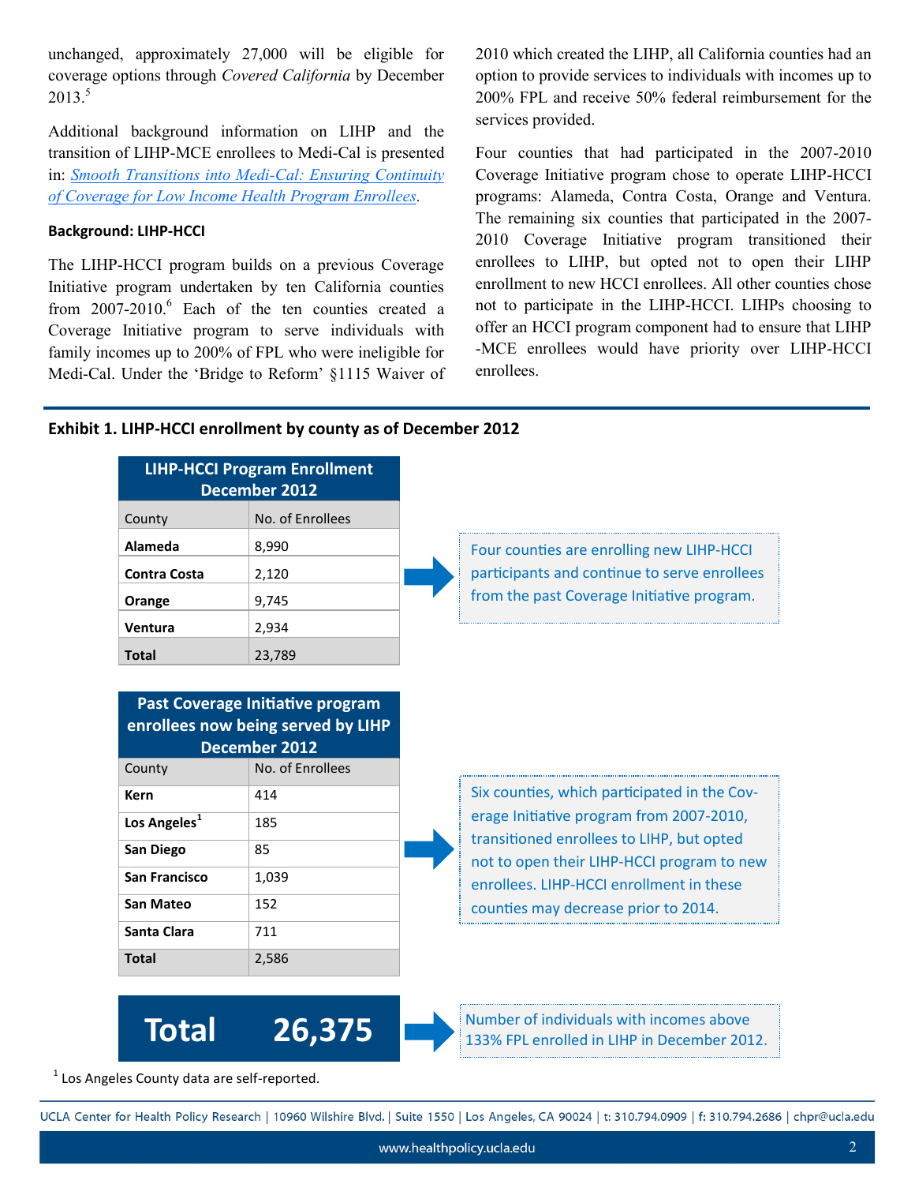unchanged, approximately 27,000 will be eligible for coverage options through *Covered California* by December 2013.[5]

Additional background information on LIHP and the transition of LIHP-MCE enrollees to Medi-Cal is presented in: *Smooth Transitions into Medi-Cal: Ensuring Continuity of Coverage for Low Income Health Program Enrollees*.

**Background: LIHP-HCCI**

The LIHP-HCCI program builds on a previous Coverage Initiative program undertaken by ten California counties from 2007-2010.[6] Each of the ten counties created a Coverage Initiative program to serve individuals with family incomes up to 200% of FPL who were ineligible for Medi-Cal. Under the 'Bridge to Reform' §1115 Waiver of 2010 which created the LIHP, all California counties had an option to provide services to individuals with incomes up to 200% FPL and receive 50% federal reimbursement for the services provided.

Four counties that had participated in the 2007-2010 Coverage Initiative program chose to operate LIHP-HCCI programs: Alameda, Contra Costa, Orange and Ventura. The remaining six counties that participated in the 2007-2010 Coverage Initiative program transitioned their enrollees to LIHP, but opted not to open their LIHP enrollment to new HCCI enrollees. All other counties chose not to participate in the LIHP-HCCI. LIHPs choosing to offer an HCCI program component had to ensure that LIHP-MCE enrollees would have priority over LIHP-HCCI enrollees.

**Exhibit 1. LIHP-HCCI enrollment by county as of December 2012**

**LIHP-HCCI Program Enrollment December 2012**

| County | No. of Enrollees |
|---|---|
| **Alameda** | 8,990 |
| **Contra Costa** | 2,120 |
| **Orange** | 9,745 |
| **Ventura** | 2,934 |
| **Total** | 23,789 |

Four counties are enrolling new LIHP-HCCI participants and continue to serve enrollees from the past Coverage Initiative program.

**Past Coverage Initiative program enrollees now being served by LIHP December 2012**

| County | No. of Enrollees |
|---|---|
| **Kern** | 414 |
| **Los Angeles**[1] | 185 |
| **San Diego** | 85 |
| **San Francisco** | 1,039 |
| **San Mateo** | 152 |
| **Santa Clara** | 711 |
| **Total** | 2,586 |

Six counties, which participated in the Coverage Initiative program from 2007-2010, transitioned enrollees to LIHP, but opted not to open their LIHP-HCCI program to new enrollees. LIHP-HCCI enrollment in these counties may decrease prior to 2014.

**Total 26,375**

Number of individuals with incomes above 133% FPL enrolled in LIHP in December 2012.

[1] Los Angeles County data are self-reported.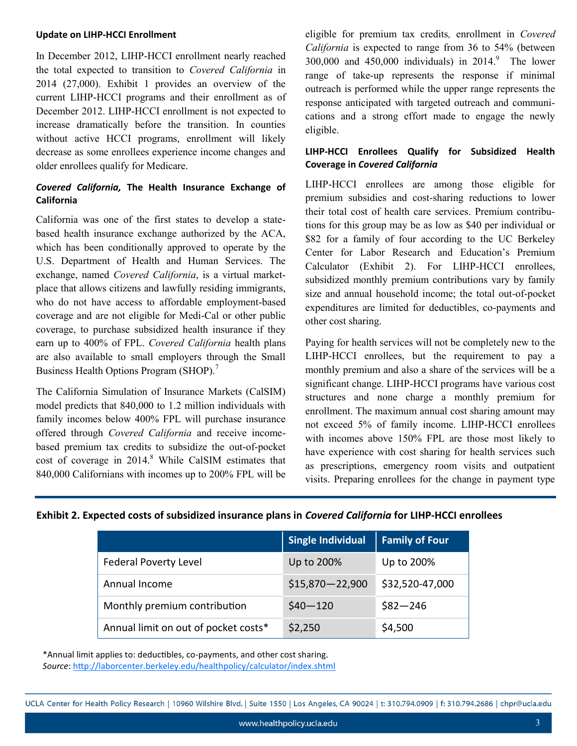### Update on LIHP-HCCI Enrollment

In December 2012, LIHP-HCCI enrollment nearly reached the total expected to transition to *Covered California* in 2014 (27,000). Exhibit 1 provides an overview of the current LIHP-HCCI programs and their enrollment as of December 2012. LIHP-HCCI enrollment is not expected to increase dramatically before the transition. In counties without active HCCI programs, enrollment will likely decrease as some enrollees experience income changes and older enrollees qualify for Medicare.

### *Covered California,* The Health Insurance Exchange of California

California was one of the first states to develop a state-based health insurance exchange authorized by the ACA, which has been conditionally approved to operate by the U.S. Department of Health and Human Services. The exchange, named *Covered California*, is a virtual marketplace that allows citizens and lawfully residing immigrants, who do not have access to affordable employment-based coverage and are not eligible for Medi-Cal or other public coverage, to purchase subsidized health insurance if they earn up to 400% of FPL. *Covered California* health plans are also available to small employers through the Small Business Health Options Program (SHOP).[7]

The California Simulation of Insurance Markets (CalSIM) model predicts that 840,000 to 1.2 million individuals with family incomes below 400% FPL will purchase insurance offered through *Covered California* and receive income-based premium tax credits to subsidize the out-of-pocket cost of coverage in 2014.[8] While CalSIM estimates that 840,000 Californians with incomes up to 200% FPL will be eligible for premium tax credits, enrollment in *Covered California* is expected to range from 36 to 54% (between 300,000 and 450,000 individuals) in 2014.[9] The lower range of take-up represents the response if minimal outreach is performed while the upper range represents the response anticipated with targeted outreach and communications and a strong effort made to engage the newly eligible.

### LIHP-HCCI Enrollees Qualify for Subsidized Health Coverage in *Covered California*

LIHP-HCCI enrollees are among those eligible for premium subsidies and cost-sharing reductions to lower their total cost of health care services. Premium contributions for this group may be as low as $40 per individual or $82 for a family of four according to the UC Berkeley Center for Labor Research and Education's Premium Calculator (Exhibit 2). For LIHP-HCCI enrollees, subsidized monthly premium contributions vary by family size and annual household income; the total out-of-pocket expenditures are limited for deductibles, co-payments and other cost sharing.

Paying for health services will not be completely new to the LIHP-HCCI enrollees, but the requirement to pay a monthly premium and also a share of the services will be a significant change. LIHP-HCCI programs have various cost structures and none charge a monthly premium for enrollment. The maximum annual cost sharing amount may not exceed 5% of family income. LIHP-HCCI enrollees with incomes above 150% FPL are those most likely to have experience with cost sharing for health services such as prescriptions, emergency room visits and outpatient visits. Preparing enrollees for the change in payment type

**Exhibit 2. Expected costs of subsidized insurance plans in *Covered California* for LIHP-HCCI enrollees**

| | Single Individual | Family of Four |
|---|---|---|
| Federal Poverty Level | Up to 200% | Up to 200% |
| Annual Income | $15,870—22,900 | $32,520-47,000 |
| Monthly premium contribution | $40—120 | $82—246 |
| Annual limit on out of pocket costs* | $2,250 | $4,500 |

*Annual limit applies to: deductibles, co-payments, and other cost sharing.
*Source*: http://laborcenter.berkeley.edu/healthpolicy/calculator/index.shtml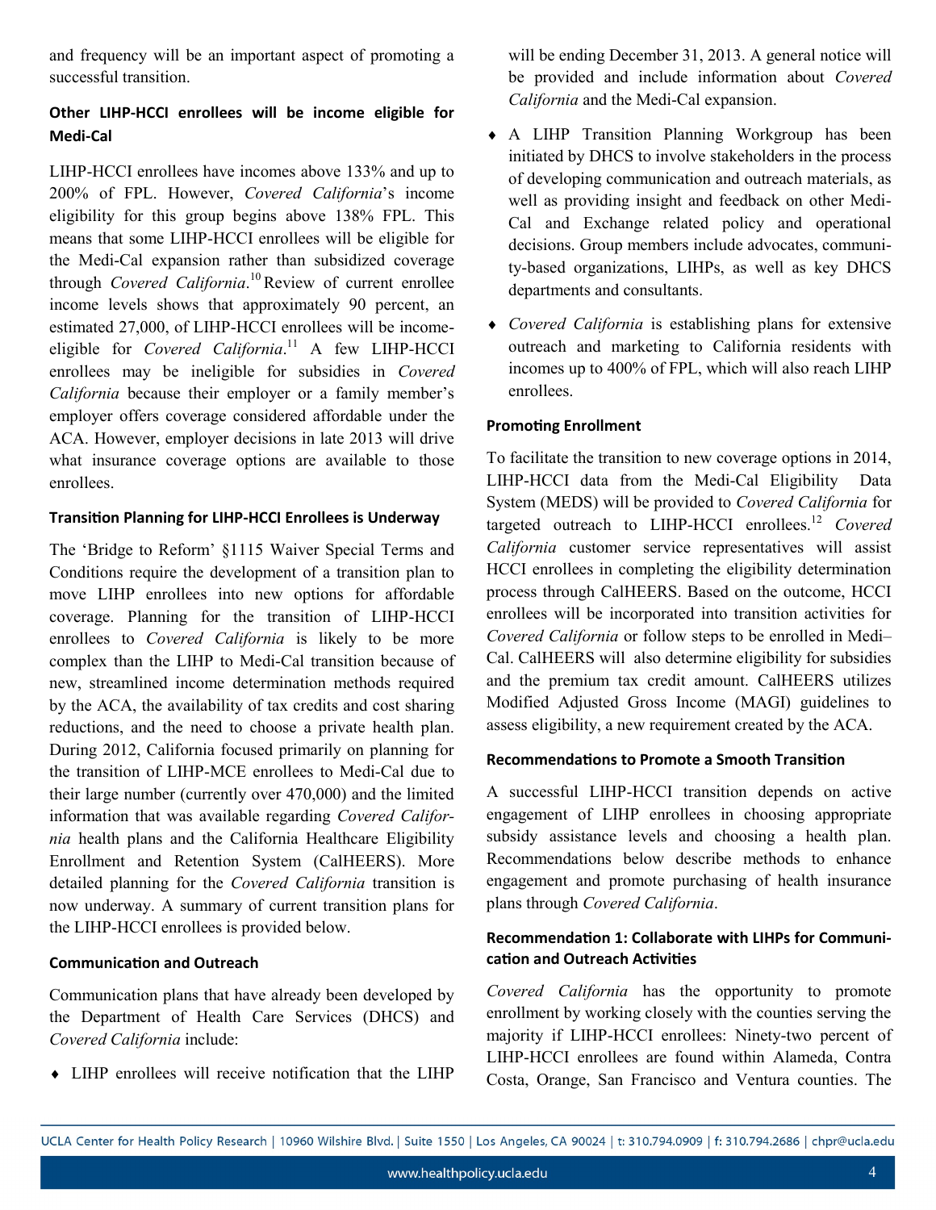and frequency will be an important aspect of promoting a successful transition.

### Other LIHP-HCCI enrollees will be income eligible for Medi-Cal

LIHP-HCCI enrollees have incomes above 133% and up to 200% of FPL. However, *Covered California*'s income eligibility for this group begins above 138% FPL. This means that some LIHP-HCCI enrollees will be eligible for the Medi-Cal expansion rather than subsidized coverage through *Covered California*.[10] Review of current enrollee income levels shows that approximately 90 percent, an estimated 27,000, of LIHP-HCCI enrollees will be income-eligible for *Covered California*.[11] A few LIHP-HCCI enrollees may be ineligible for subsidies in *Covered California* because their employer or a family member's employer offers coverage considered affordable under the ACA. However, employer decisions in late 2013 will drive what insurance coverage options are available to those enrollees.

### Transition Planning for LIHP-HCCI Enrollees is Underway

The 'Bridge to Reform' §1115 Waiver Special Terms and Conditions require the development of a transition plan to move LIHP enrollees into new options for affordable coverage. Planning for the transition of LIHP-HCCI enrollees to *Covered California* is likely to be more complex than the LIHP to Medi-Cal transition because of new, streamlined income determination methods required by the ACA, the availability of tax credits and cost sharing reductions, and the need to choose a private health plan. During 2012, California focused primarily on planning for the transition of LIHP-MCE enrollees to Medi-Cal due to their large number (currently over 470,000) and the limited information that was available regarding *Covered California* health plans and the California Healthcare Eligibility Enrollment and Retention System (CalHEERS). More detailed planning for the *Covered California* transition is now underway. A summary of current transition plans for the LIHP-HCCI enrollees is provided below.

### Communication and Outreach

Communication plans that have already been developed by the Department of Health Care Services (DHCS) and *Covered California* include:

- LIHP enrollees will receive notification that the LIHP will be ending December 31, 2013. A general notice will be provided and include information about *Covered California* and the Medi-Cal expansion.
- A LIHP Transition Planning Workgroup has been initiated by DHCS to involve stakeholders in the process of developing communication and outreach materials, as well as providing insight and feedback on other Medi-Cal and Exchange related policy and operational decisions. Group members include advocates, community-based organizations, LIHPs, as well as key DHCS departments and consultants.
- *Covered California* is establishing plans for extensive outreach and marketing to California residents with incomes up to 400% of FPL, which will also reach LIHP enrollees.

### Promoting Enrollment

To facilitate the transition to new coverage options in 2014, LIHP-HCCI data from the Medi-Cal Eligibility Data System (MEDS) will be provided to *Covered California* for targeted outreach to LIHP-HCCI enrollees.[12] *Covered California* customer service representatives will assist HCCI enrollees in completing the eligibility determination process through CalHEERS. Based on the outcome, HCCI enrollees will be incorporated into transition activities for *Covered California* or follow steps to be enrolled in Medi–Cal. CalHEERS will also determine eligibility for subsidies and the premium tax credit amount. CalHEERS utilizes Modified Adjusted Gross Income (MAGI) guidelines to assess eligibility, a new requirement created by the ACA.

### Recommendations to Promote a Smooth Transition

A successful LIHP-HCCI transition depends on active engagement of LIHP enrollees in choosing appropriate subsidy assistance levels and choosing a health plan. Recommendations below describe methods to enhance engagement and promote purchasing of health insurance plans through *Covered California*.

### Recommendation 1: Collaborate with LIHPs for Communication and Outreach Activities

*Covered California* has the opportunity to promote enrollment by working closely with the counties serving the majority if LIHP-HCCI enrollees: Ninety-two percent of LIHP-HCCI enrollees are found within Alameda, Contra Costa, Orange, San Francisco and Ventura counties. The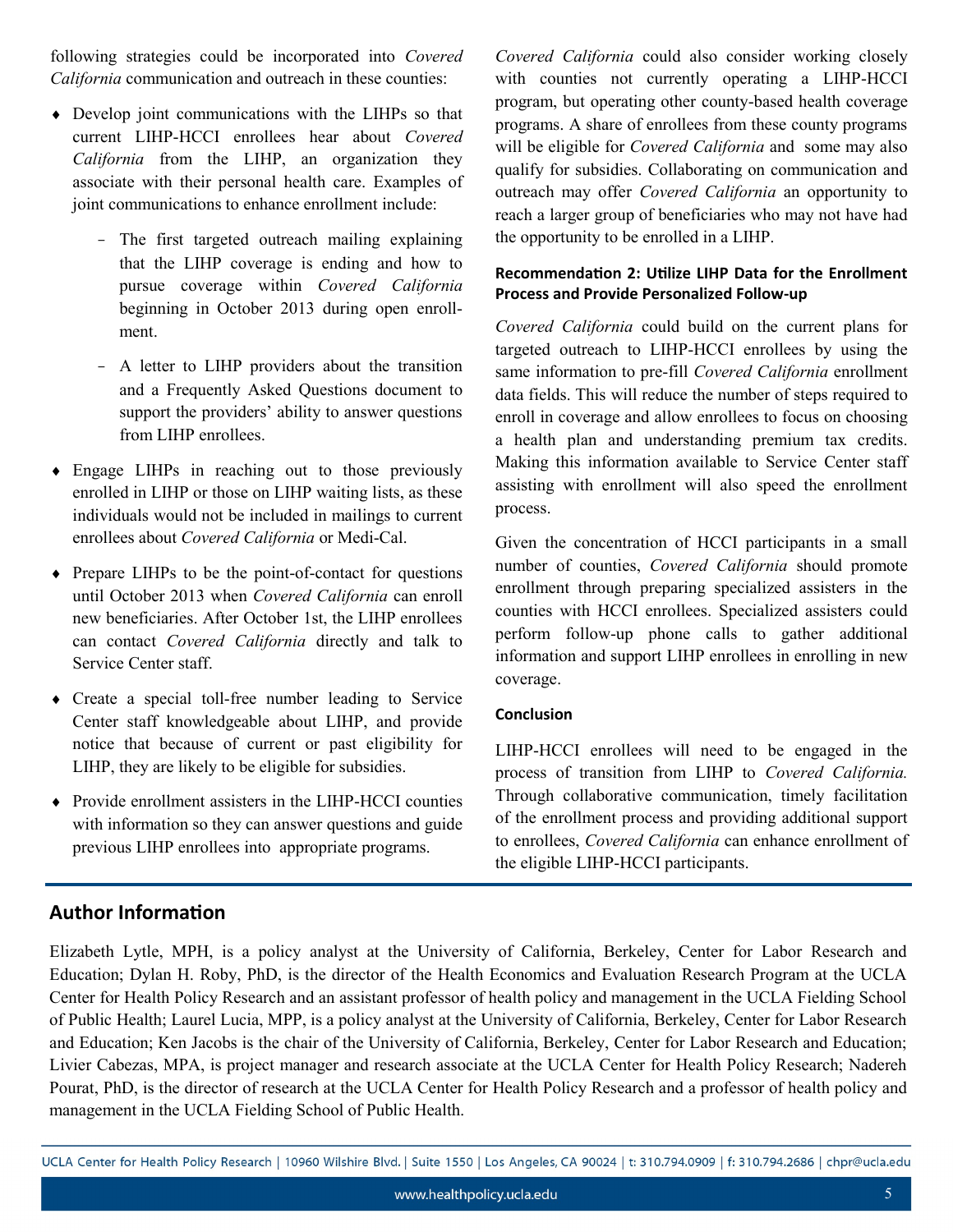following strategies could be incorporated into *Covered California* communication and outreach in these counties:

- Develop joint communications with the LIHPs so that current LIHP-HCCI enrollees hear about *Covered California* from the LIHP, an organization they associate with their personal health care. Examples of joint communications to enhance enrollment include:
  - The first targeted outreach mailing explaining that the LIHP coverage is ending and how to pursue coverage within *Covered California* beginning in October 2013 during open enrollment.
  - A letter to LIHP providers about the transition and a Frequently Asked Questions document to support the providers' ability to answer questions from LIHP enrollees.
- Engage LIHPs in reaching out to those previously enrolled in LIHP or those on LIHP waiting lists, as these individuals would not be included in mailings to current enrollees about *Covered California* or Medi-Cal.
- Prepare LIHPs to be the point-of-contact for questions until October 2013 when *Covered California* can enroll new beneficiaries. After October 1st, the LIHP enrollees can contact *Covered California* directly and talk to Service Center staff.
- Create a special toll-free number leading to Service Center staff knowledgeable about LIHP, and provide notice that because of current or past eligibility for LIHP, they are likely to be eligible for subsidies.
- Provide enrollment assisters in the LIHP-HCCI counties with information so they can answer questions and guide previous LIHP enrollees into appropriate programs.

*Covered California* could also consider working closely with counties not currently operating a LIHP-HCCI program, but operating other county-based health coverage programs. A share of enrollees from these county programs will be eligible for *Covered California* and some may also qualify for subsidies. Collaborating on communication and outreach may offer *Covered California* an opportunity to reach a larger group of beneficiaries who may not have had the opportunity to be enrolled in a LIHP.

### Recommendation 2: Utilize LIHP Data for the Enrollment Process and Provide Personalized Follow-up

*Covered California* could build on the current plans for targeted outreach to LIHP-HCCI enrollees by using the same information to pre-fill *Covered California* enrollment data fields. This will reduce the number of steps required to enroll in coverage and allow enrollees to focus on choosing a health plan and understanding premium tax credits. Making this information available to Service Center staff assisting with enrollment will also speed the enrollment process.

Given the concentration of HCCI participants in a small number of counties, *Covered California* should promote enrollment through preparing specialized assisters in the counties with HCCI enrollees. Specialized assisters could perform follow-up phone calls to gather additional information and support LIHP enrollees in enrolling in new coverage.

### Conclusion

LIHP-HCCI enrollees will need to be engaged in the process of transition from LIHP to *Covered California.* Through collaborative communication, timely facilitation of the enrollment process and providing additional support to enrollees, *Covered California* can enhance enrollment of the eligible LIHP-HCCI participants.

## Author Information

Elizabeth Lytle, MPH, is a policy analyst at the University of California, Berkeley, Center for Labor Research and Education; Dylan H. Roby, PhD, is the director of the Health Economics and Evaluation Research Program at the UCLA Center for Health Policy Research and an assistant professor of health policy and management in the UCLA Fielding School of Public Health; Laurel Lucia, MPP, is a policy analyst at the University of California, Berkeley, Center for Labor Research and Education; Ken Jacobs is the chair of the University of California, Berkeley, Center for Labor Research and Education; Livier Cabezas, MPA, is project manager and research associate at the UCLA Center for Health Policy Research; Nadereh Pourat, PhD, is the director of research at the UCLA Center for Health Policy Research and a professor of health policy and management in the UCLA Fielding School of Public Health.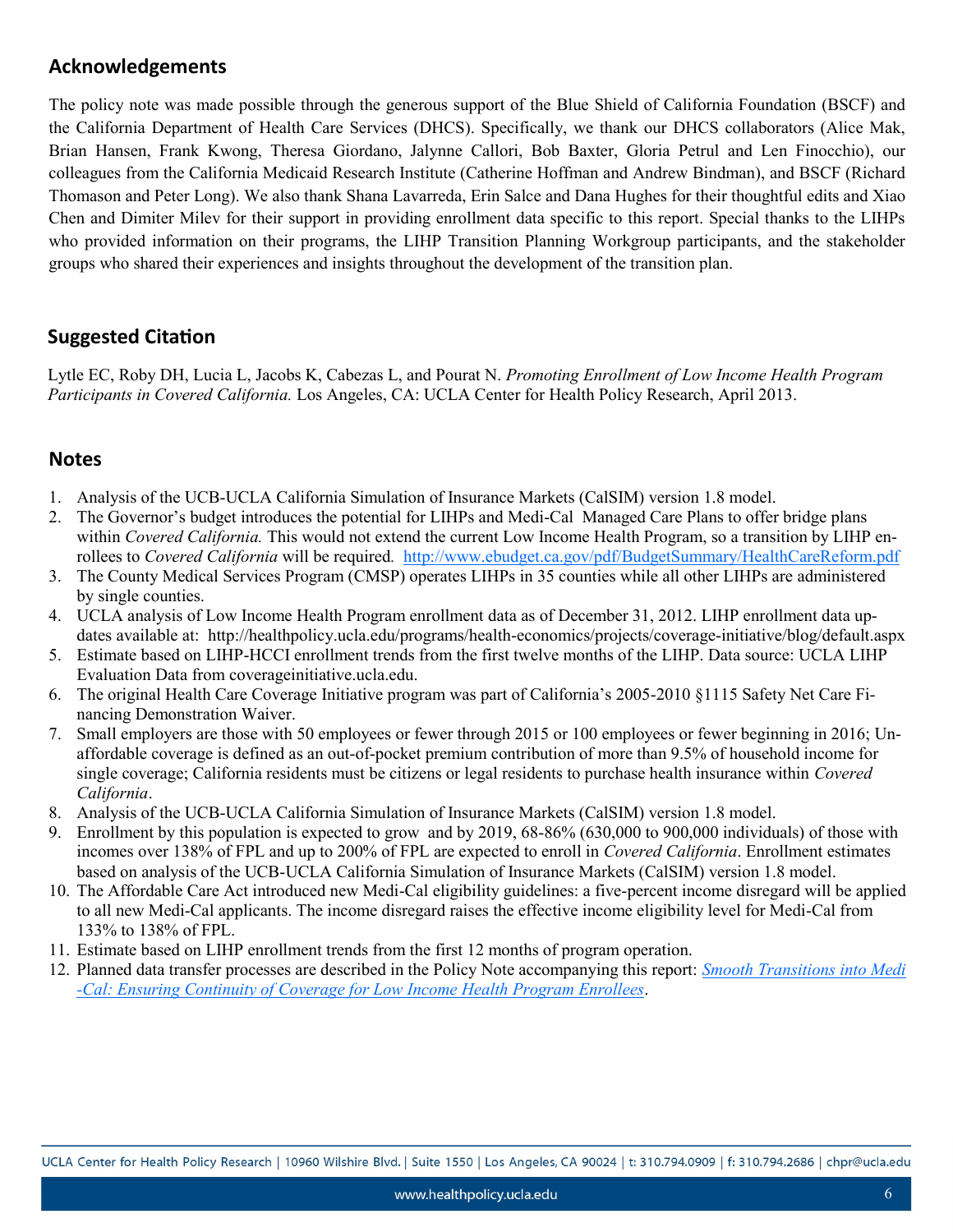## Acknowledgements

The policy note was made possible through the generous support of the Blue Shield of California Foundation (BSCF) and the California Department of Health Care Services (DHCS). Specifically, we thank our DHCS collaborators (Alice Mak, Brian Hansen, Frank Kwong, Theresa Giordano, Jalynne Callori, Bob Baxter, Gloria Petrul and Len Finocchio), our colleagues from the California Medicaid Research Institute (Catherine Hoffman and Andrew Bindman), and BSCF (Richard Thomason and Peter Long). We also thank Shana Lavarreda, Erin Salce and Dana Hughes for their thoughtful edits and Xiao Chen and Dimiter Milev for their support in providing enrollment data specific to this report. Special thanks to the LIHPs who provided information on their programs, the LIHP Transition Planning Workgroup participants, and the stakeholder groups who shared their experiences and insights throughout the development of the transition plan.

## Suggested Citation

Lytle EC, Roby DH, Lucia L, Jacobs K, Cabezas L, and Pourat N. *Promoting Enrollment of Low Income Health Program Participants in Covered California.* Los Angeles, CA: UCLA Center for Health Policy Research, April 2013.

## Notes

1. Analysis of the UCB-UCLA California Simulation of Insurance Markets (CalSIM) version 1.8 model.
2. The Governor's budget introduces the potential for LIHPs and Medi-Cal Managed Care Plans to offer bridge plans within *Covered California.* This would not extend the current Low Income Health Program, so a transition by LIHP enrollees to *Covered California* will be required. http://www.ebudget.ca.gov/pdf/BudgetSummary/HealthCareReform.pdf
3. The County Medical Services Program (CMSP) operates LIHPs in 35 counties while all other LIHPs are administered by single counties.
4. UCLA analysis of Low Income Health Program enrollment data as of December 31, 2012. LIHP enrollment data updates available at: http://healthpolicy.ucla.edu/programs/health-economics/projects/coverage-initiative/blog/default.aspx
5. Estimate based on LIHP-HCCI enrollment trends from the first twelve months of the LIHP. Data source: UCLA LIHP Evaluation Data from coverageinitiative.ucla.edu.
6. The original Health Care Coverage Initiative program was part of California's 2005-2010 §1115 Safety Net Care Financing Demonstration Waiver.
7. Small employers are those with 50 employees or fewer through 2015 or 100 employees or fewer beginning in 2016; Unaffordable coverage is defined as an out-of-pocket premium contribution of more than 9.5% of household income for single coverage; California residents must be citizens or legal residents to purchase health insurance within *Covered California*.
8. Analysis of the UCB-UCLA California Simulation of Insurance Markets (CalSIM) version 1.8 model.
9. Enrollment by this population is expected to grow and by 2019, 68-86% (630,000 to 900,000 individuals) of those with incomes over 138% of FPL and up to 200% of FPL are expected to enroll in *Covered California*. Enrollment estimates based on analysis of the UCB-UCLA California Simulation of Insurance Markets (CalSIM) version 1.8 model.
10. The Affordable Care Act introduced new Medi-Cal eligibility guidelines: a five-percent income disregard will be applied to all new Medi-Cal applicants. The income disregard raises the effective income eligibility level for Medi-Cal from 133% to 138% of FPL.
11. Estimate based on LIHP enrollment trends from the first 12 months of program operation.
12. Planned data transfer processes are described in the Policy Note accompanying this report: *Smooth Transitions into Medi-Cal: Ensuring Continuity of Coverage for Low Income Health Program Enrollees*.

UCLA Center for Health Policy Research | 10960 Wilshire Blvd. | Suite 1550 | Los Angeles, CA 90024 | t: 310.794.0909 | f: 310.794.2686 | chpr@ucla.edu

www.healthpolicy.ucla.edu